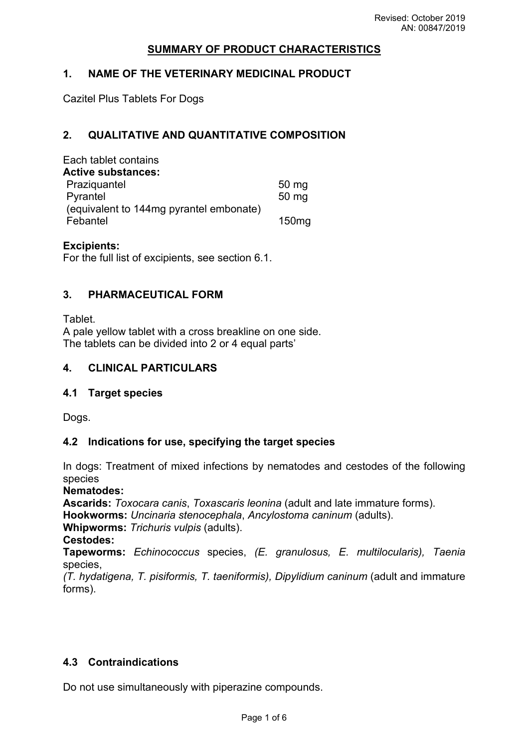Revised: October 2019
AN: 00847/2019

# SUMMARY OF PRODUCT CHARACTERISTICS

## 1. NAME OF THE VETERINARY MEDICINAL PRODUCT

Cazitel Plus Tablets For Dogs

## 2. QUALITATIVE AND QUANTITATIVE COMPOSITION

Each tablet contains

**Active substances:**

| | |
|---|---|
| Praziquantel | 50 mg |
| Pyrantel | 50 mg |
| (equivalent to 144mg pyrantel embonate) | |
| Febantel | 150mg |

**Excipients:**

For the full list of excipients, see section 6.1.

## 3. PHARMACEUTICAL FORM

Tablet.

A pale yellow tablet with a cross breakline on one side.

The tablets can be divided into 2 or 4 equal parts'

## 4. CLINICAL PARTICULARS

### 4.1 Target species

Dogs.

### 4.2 Indications for use, specifying the target species

In dogs: Treatment of mixed infections by nematodes and cestodes of the following species

**Nematodes:**

**Ascarids:** *Toxocara canis*, *Toxascaris leonina* (adult and late immature forms).

**Hookworms:** *Uncinaria stenocephala*, *Ancylostoma caninum* (adults).

**Whipworms:** *Trichuris vulpis* (adults).

**Cestodes:**

**Tapeworms:** *Echinococcus* species, *(E. granulosus, E. multilocularis), Taenia* species,

*(T. hydatigena, T. pisiformis, T. taeniformis), Dipylidium caninum* (adult and immature forms).

### 4.3 Contraindications

Do not use simultaneously with piperazine compounds.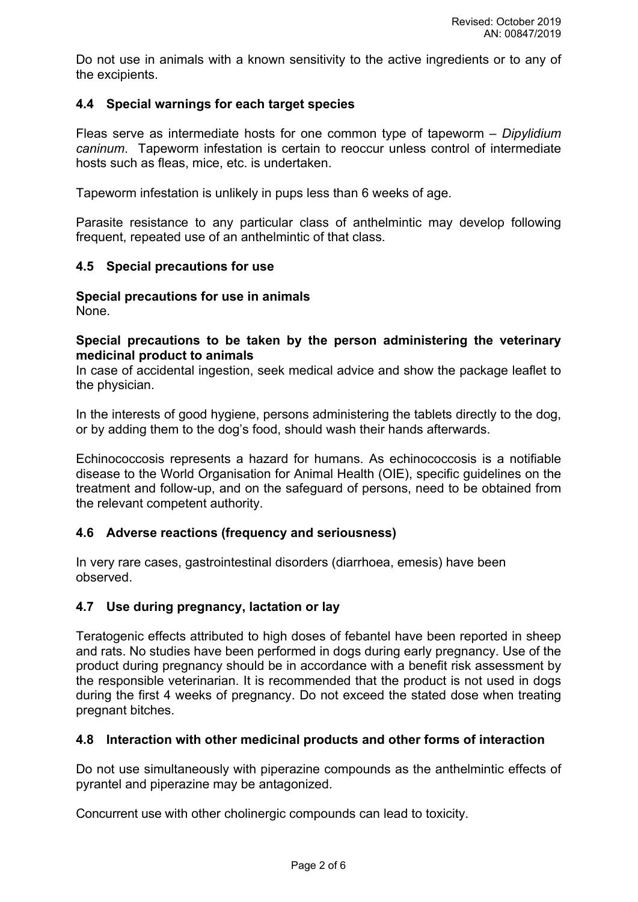Do not use in animals with a known sensitivity to the active ingredients or to any of the excipients.

### 4.4 Special warnings for each target species

Fleas serve as intermediate hosts for one common type of tapeworm – *Dipylidium caninum*. Tapeworm infestation is certain to reoccur unless control of intermediate hosts such as fleas, mice, etc. is undertaken.

Tapeworm infestation is unlikely in pups less than 6 weeks of age.

Parasite resistance to any particular class of anthelmintic may develop following frequent, repeated use of an anthelmintic of that class.

### 4.5 Special precautions for use

**Special precautions for use in animals**
None.

**Special precautions to be taken by the person administering the veterinary medicinal product to animals**
In case of accidental ingestion, seek medical advice and show the package leaflet to the physician.

In the interests of good hygiene, persons administering the tablets directly to the dog, or by adding them to the dog's food, should wash their hands afterwards.

Echinococcosis represents a hazard for humans. As echinococcosis is a notifiable disease to the World Organisation for Animal Health (OIE), specific guidelines on the treatment and follow-up, and on the safeguard of persons, need to be obtained from the relevant competent authority.

### 4.6 Adverse reactions (frequency and seriousness)

In very rare cases, gastrointestinal disorders (diarrhoea, emesis) have been observed.

### 4.7 Use during pregnancy, lactation or lay

Teratogenic effects attributed to high doses of febantel have been reported in sheep and rats. No studies have been performed in dogs during early pregnancy. Use of the product during pregnancy should be in accordance with a benefit risk assessment by the responsible veterinarian. It is recommended that the product is not used in dogs during the first 4 weeks of pregnancy. Do not exceed the stated dose when treating pregnant bitches.

### 4.8 Interaction with other medicinal products and other forms of interaction

Do not use simultaneously with piperazine compounds as the anthelmintic effects of pyrantel and piperazine may be antagonized.

Concurrent use with other cholinergic compounds can lead to toxicity.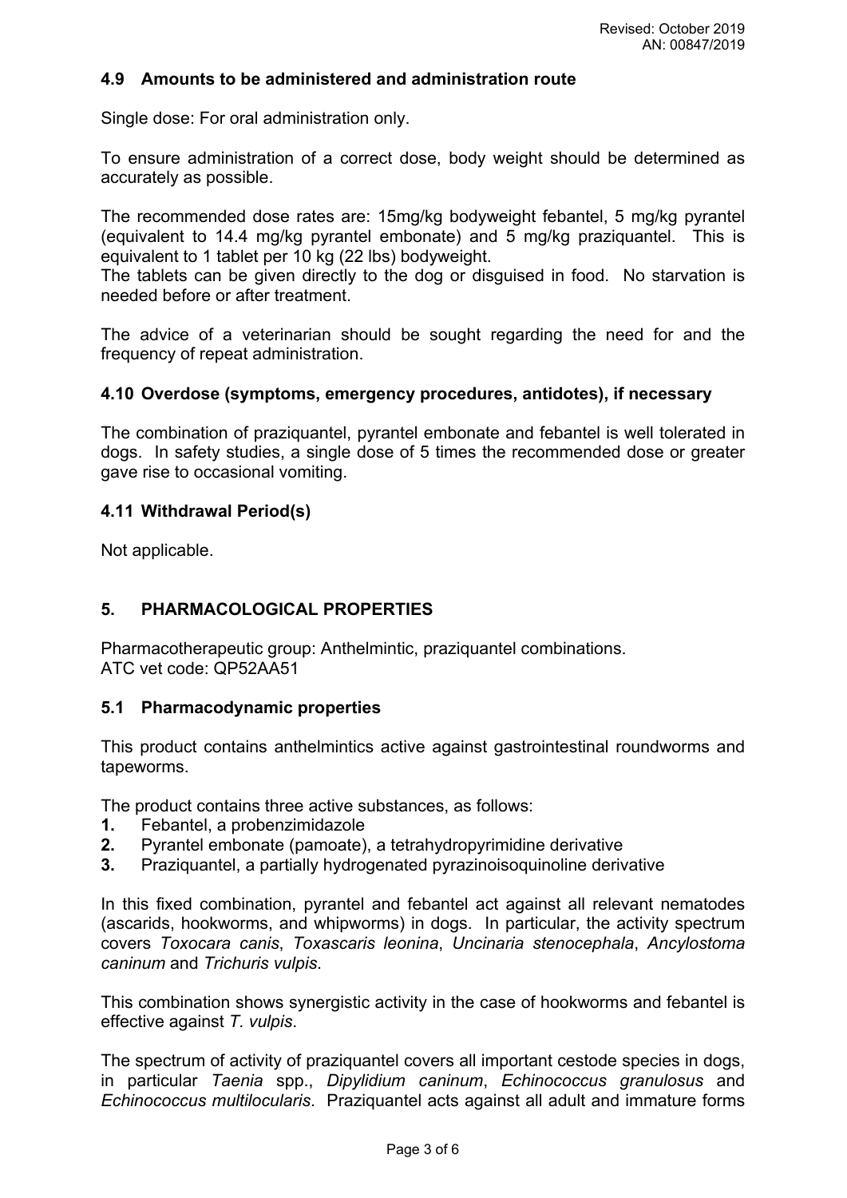### 4.9 Amounts to be administered and administration route

Single dose: For oral administration only.

To ensure administration of a correct dose, body weight should be determined as accurately as possible.

The recommended dose rates are: 15mg/kg bodyweight febantel, 5 mg/kg pyrantel (equivalent to 14.4 mg/kg pyrantel embonate) and 5 mg/kg praziquantel. This is equivalent to 1 tablet per 10 kg (22 lbs) bodyweight.
The tablets can be given directly to the dog or disguised in food. No starvation is needed before or after treatment.

The advice of a veterinarian should be sought regarding the need for and the frequency of repeat administration.

### 4.10 Overdose (symptoms, emergency procedures, antidotes), if necessary

The combination of praziquantel, pyrantel embonate and febantel is well tolerated in dogs. In safety studies, a single dose of 5 times the recommended dose or greater gave rise to occasional vomiting.

### 4.11 Withdrawal Period(s)

Not applicable.

## 5. PHARMACOLOGICAL PROPERTIES

Pharmacotherapeutic group: Anthelmintic, praziquantel combinations.
ATC vet code: QP52AA51

### 5.1 Pharmacodynamic properties

This product contains anthelmintics active against gastrointestinal roundworms and tapeworms.

The product contains three active substances, as follows:

1. Febantel, a probenzimidazole
2. Pyrantel embonate (pamoate), a tetrahydropyrimidine derivative
3. Praziquantel, a partially hydrogenated pyrazinoisoquinoline derivative

In this fixed combination, pyrantel and febantel act against all relevant nematodes (ascarids, hookworms, and whipworms) in dogs. In particular, the activity spectrum covers *Toxocara canis*, *Toxascaris leonina*, *Uncinaria stenocephala*, *Ancylostoma caninum* and *Trichuris vulpis*.

This combination shows synergistic activity in the case of hookworms and febantel is effective against *T. vulpis*.

The spectrum of activity of praziquantel covers all important cestode species in dogs, in particular *Taenia* spp., *Dipylidium caninum*, *Echinococcus granulosus* and *Echinococcus multilocularis*. Praziquantel acts against all adult and immature forms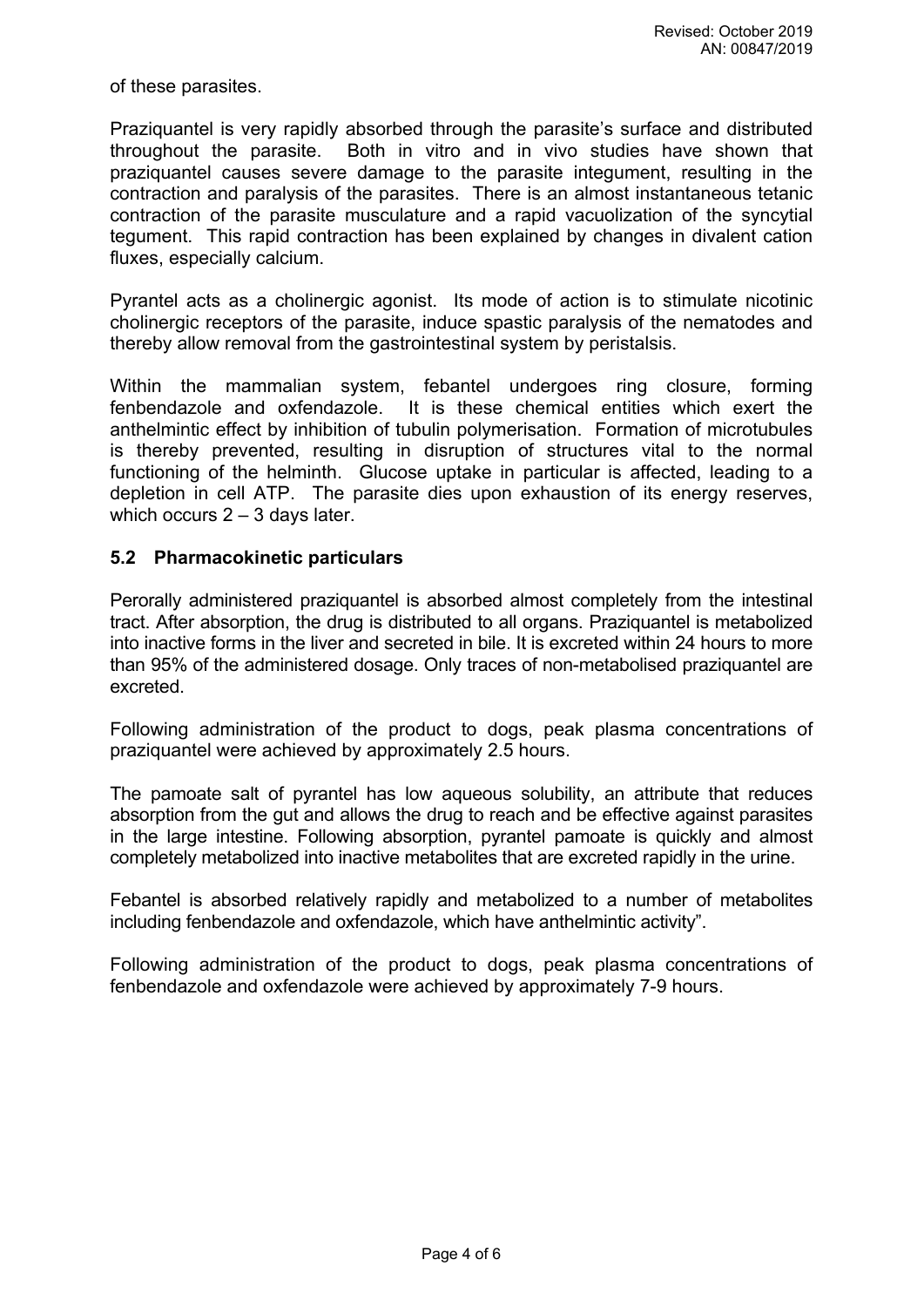of these parasites.

Praziquantel is very rapidly absorbed through the parasite's surface and distributed throughout the parasite. Both in vitro and in vivo studies have shown that praziquantel causes severe damage to the parasite integument, resulting in the contraction and paralysis of the parasites. There is an almost instantaneous tetanic contraction of the parasite musculature and a rapid vacuolization of the syncytial tegument. This rapid contraction has been explained by changes in divalent cation fluxes, especially calcium.

Pyrantel acts as a cholinergic agonist. Its mode of action is to stimulate nicotinic cholinergic receptors of the parasite, induce spastic paralysis of the nematodes and thereby allow removal from the gastrointestinal system by peristalsis.

Within the mammalian system, febantel undergoes ring closure, forming fenbendazole and oxfendazole. It is these chemical entities which exert the anthelmintic effect by inhibition of tubulin polymerisation. Formation of microtubules is thereby prevented, resulting in disruption of structures vital to the normal functioning of the helminth. Glucose uptake in particular is affected, leading to a depletion in cell ATP. The parasite dies upon exhaustion of its energy reserves, which occurs 2 – 3 days later.

### 5.2 Pharmacokinetic particulars

Perorally administered praziquantel is absorbed almost completely from the intestinal tract. After absorption, the drug is distributed to all organs. Praziquantel is metabolized into inactive forms in the liver and secreted in bile. It is excreted within 24 hours to more than 95% of the administered dosage. Only traces of non-metabolised praziquantel are excreted.

Following administration of the product to dogs, peak plasma concentrations of praziquantel were achieved by approximately 2.5 hours.

The pamoate salt of pyrantel has low aqueous solubility, an attribute that reduces absorption from the gut and allows the drug to reach and be effective against parasites in the large intestine. Following absorption, pyrantel pamoate is quickly and almost completely metabolized into inactive metabolites that are excreted rapidly in the urine.

Febantel is absorbed relatively rapidly and metabolized to a number of metabolites including fenbendazole and oxfendazole, which have anthelmintic activity".

Following administration of the product to dogs, peak plasma concentrations of fenbendazole and oxfendazole were achieved by approximately 7-9 hours.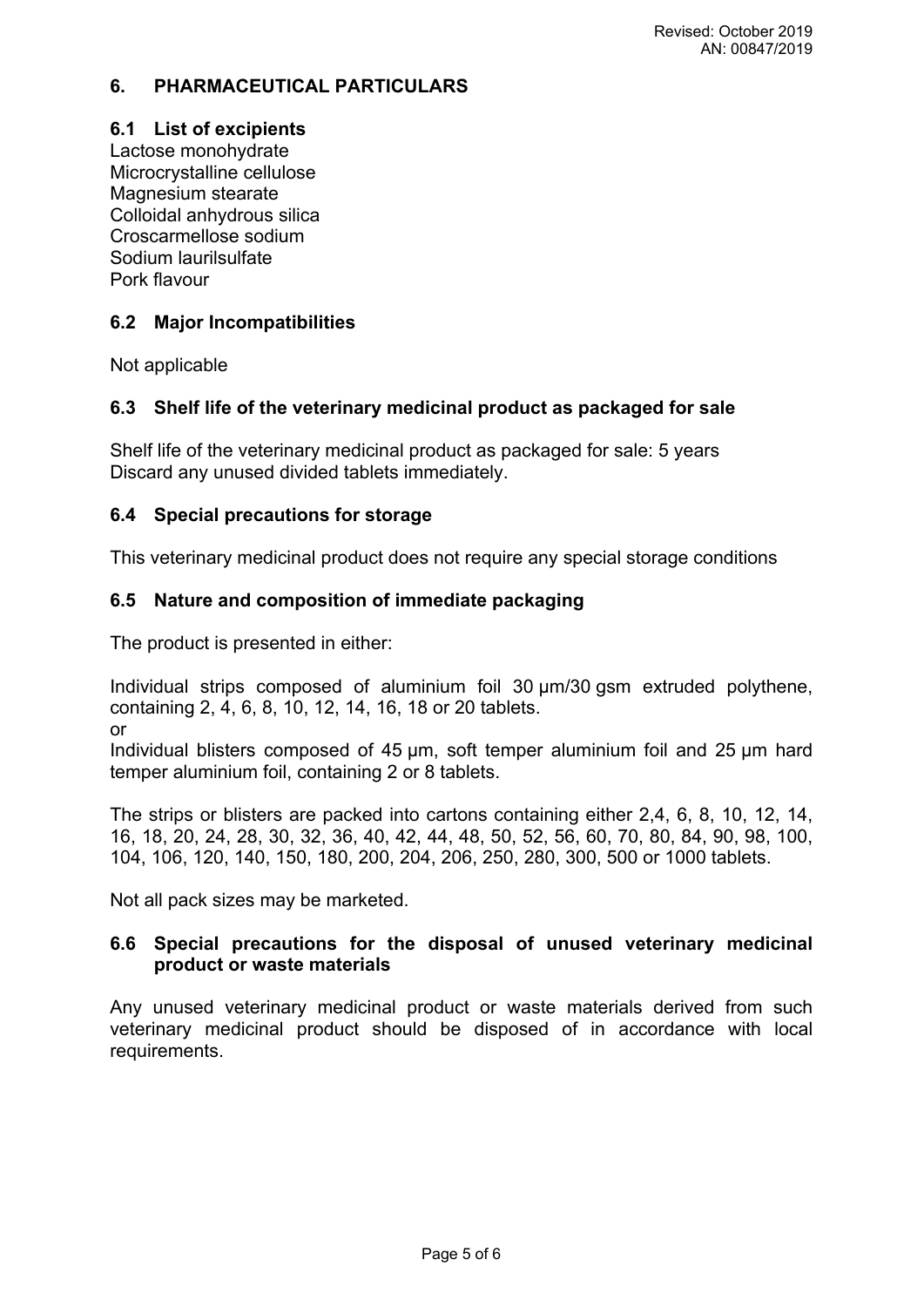## 6. PHARMACEUTICAL PARTICULARS

### 6.1 List of excipients

Lactose monohydrate
Microcrystalline cellulose
Magnesium stearate
Colloidal anhydrous silica
Croscarmellose sodium
Sodium laurilsulfate
Pork flavour

### 6.2 Major Incompatibilities

Not applicable

### 6.3 Shelf life of the veterinary medicinal product as packaged for sale

Shelf life of the veterinary medicinal product as packaged for sale: 5 years
Discard any unused divided tablets immediately.

### 6.4 Special precautions for storage

This veterinary medicinal product does not require any special storage conditions

### 6.5 Nature and composition of immediate packaging

The product is presented in either:

Individual strips composed of aluminium foil 30 μm/30 gsm extruded polythene, containing 2, 4, 6, 8, 10, 12, 14, 16, 18 or 20 tablets.
or
Individual blisters composed of 45 μm, soft temper aluminium foil and 25 μm hard temper aluminium foil, containing 2 or 8 tablets.

The strips or blisters are packed into cartons containing either 2,4, 6, 8, 10, 12, 14, 16, 18, 20, 24, 28, 30, 32, 36, 40, 42, 44, 48, 50, 52, 56, 60, 70, 80, 84, 90, 98, 100, 104, 106, 120, 140, 150, 180, 200, 204, 206, 250, 280, 300, 500 or 1000 tablets.

Not all pack sizes may be marketed.

### 6.6 Special precautions for the disposal of unused veterinary medicinal product or waste materials

Any unused veterinary medicinal product or waste materials derived from such veterinary medicinal product should be disposed of in accordance with local requirements.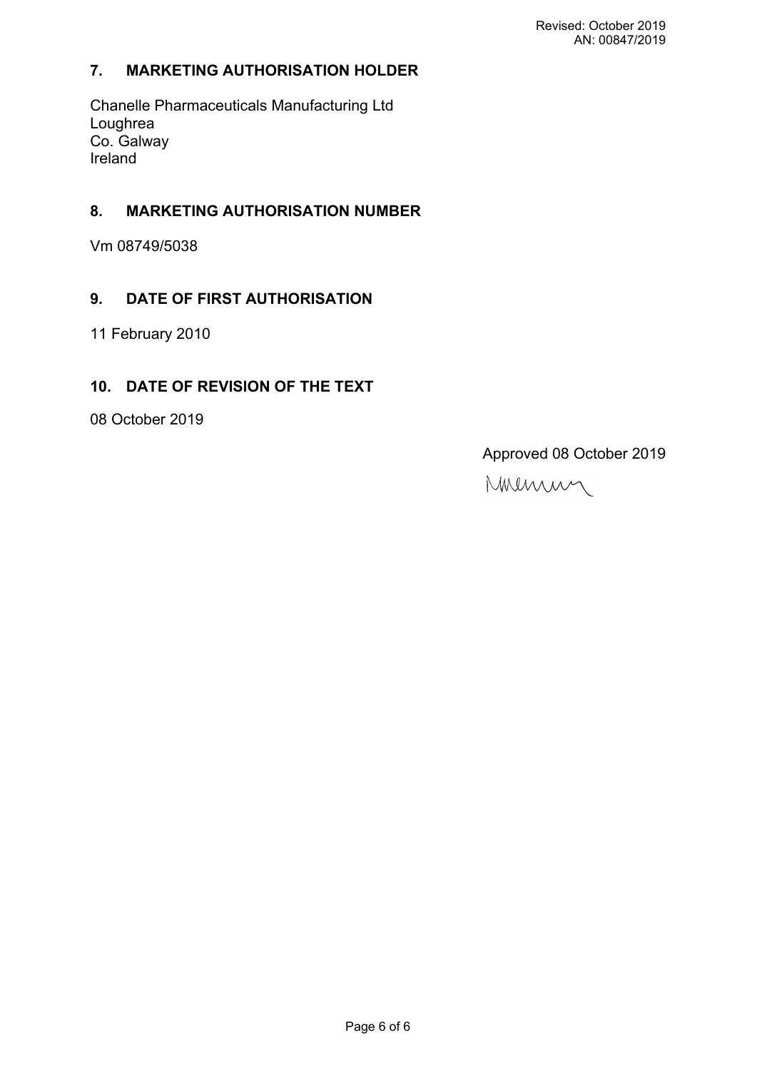## 7. MARKETING AUTHORISATION HOLDER

Chanelle Pharmaceuticals Manufacturing Ltd
Loughrea
Co. Galway
Ireland

## 8. MARKETING AUTHORISATION NUMBER

Vm 08749/5038

## 9. DATE OF FIRST AUTHORISATION

11 February 2010

## 10. DATE OF REVISION OF THE TEXT

08 October 2019

Approved 08 October 2019